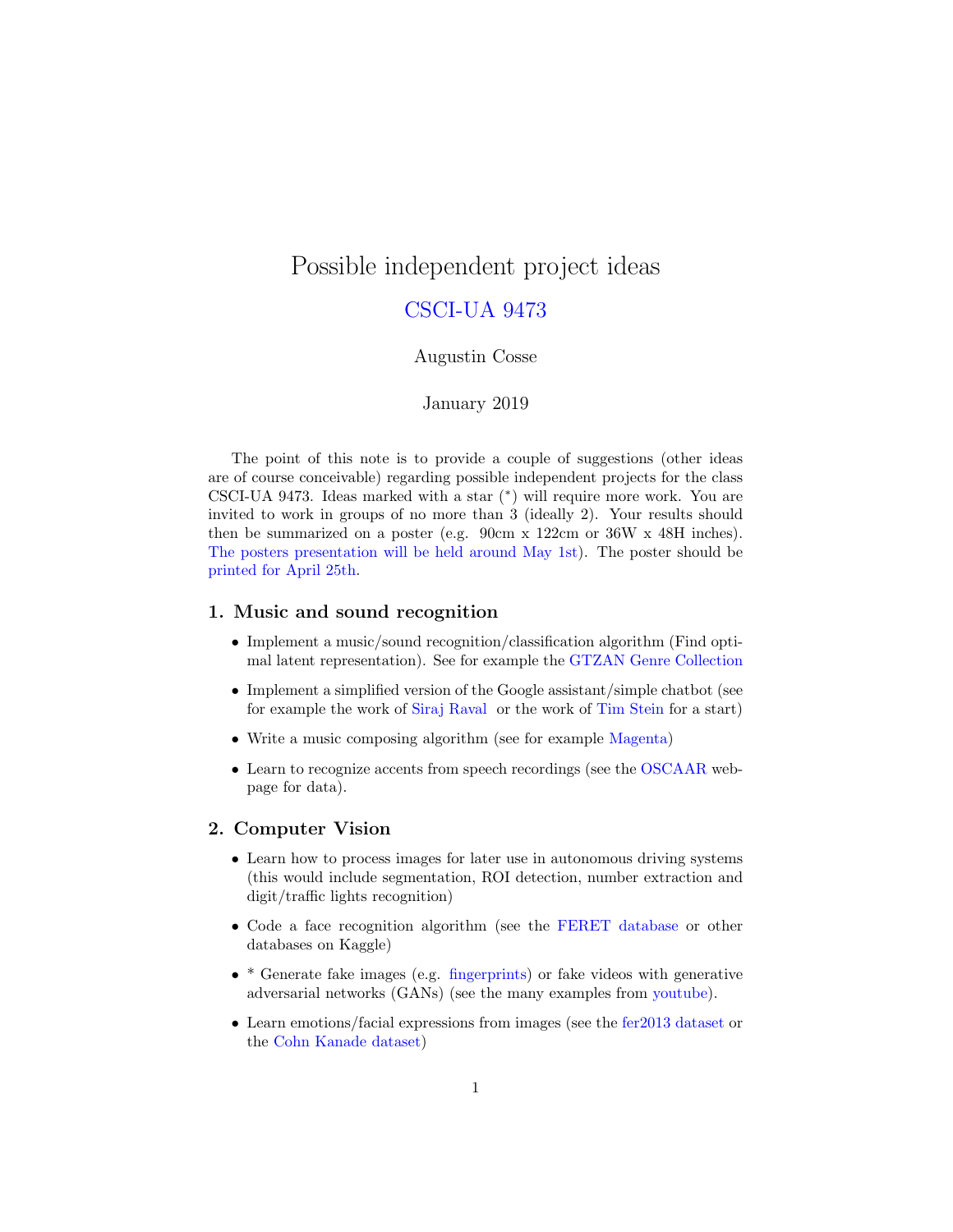# Possible independent project ideas

## CSCI-UA 9473

Augustin Cosse

January 2019

The point of this note is to provide a couple of suggestions (other ideas are of course conceivable) regarding possible independent projects for the class CSCI-UA 9473. Ideas marked with a star (*) will require more work. You are invited to work in groups of no more than 3 (ideally 2). Your results should then be summarized on a poster (e.g. 90cm x 122cm or 36W x 48H inches). The posters presentation will be held around May 1st). The poster should be printed for April 25th.

### 1. Music and sound recognition

- Implement a music/sound recognition/classification algorithm (Find optimal latent representation). See for example the GTZAN Genre Collection
- Implement a simplified version of the Google assistant/simple chatbot (see for example the work of Siraj Raval or the work of Tim Stein for a start)
- Write a music composing algorithm (see for example Magenta)
- Learn to recognize accents from speech recordings (see the OSCAAR webpage for data).

### 2. Computer Vision

- Learn how to process images for later use in autonomous driving systems (this would include segmentation, ROI detection, number extraction and digit/traffic lights recognition)
- Code a face recognition algorithm (see the FERET database or other databases on Kaggle)
- * Generate fake images (e.g. fingerprints) or fake videos with generative adversarial networks (GANs) (see the many examples from youtube).
- Learn emotions/facial expressions from images (see the fer2013 dataset or the Cohn Kanade dataset)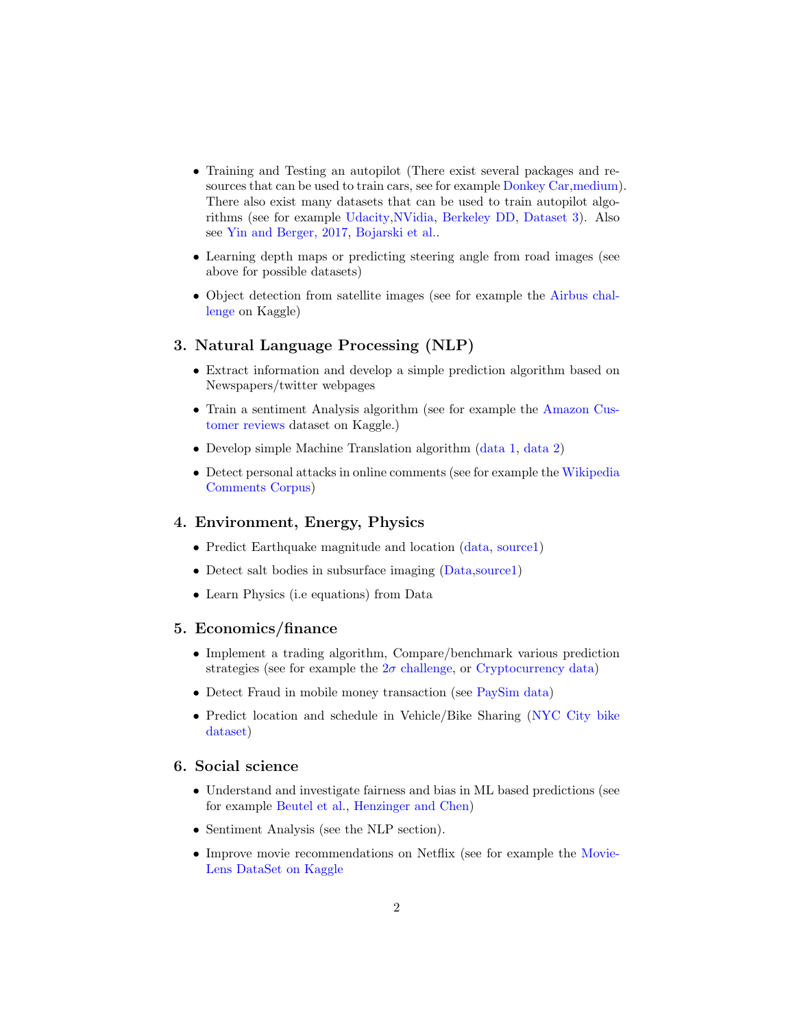- Training and Testing an autopilot (There exist several packages and resources that can be used to train cars, see for example Donkey Car,medium). There also exist many datasets that can be used to train autopilot algorithms (see for example Udacity,NVidia, Berkeley DD, Dataset 3). Also see Yin and Berger, 2017, Bojarski et al..
- Learning depth maps or predicting steering angle from road images (see above for possible datasets)
- Object detection from satellite images (see for example the Airbus challenge on Kaggle)

## 3. Natural Language Processing (NLP)

- Extract information and develop a simple prediction algorithm based on Newspapers/twitter webpages
- Train a sentiment Analysis algorithm (see for example the Amazon Customer reviews dataset on Kaggle.)
- Develop simple Machine Translation algorithm (data 1, data 2)
- Detect personal attacks in online comments (see for example the Wikipedia Comments Corpus)

## 4. Environment, Energy, Physics

- Predict Earthquake magnitude and location (data, source1)
- Detect salt bodies in subsurface imaging (Data,source1)
- Learn Physics (i.e equations) from Data

## 5. Economics/finance

- Implement a trading algorithm, Compare/benchmark various prediction strategies (see for example the $2\sigma$ challenge, or Cryptocurrency data)
- Detect Fraud in mobile money transaction (see PaySim data)
- Predict location and schedule in Vehicle/Bike Sharing (NYC City bike dataset)

## 6. Social science

- Understand and investigate fairness and bias in ML based predictions (see for example Beutel et al., Henzinger and Chen)
- Sentiment Analysis (see the NLP section).
- Improve movie recommendations on Netflix (see for example the MovieLens DataSet on Kaggle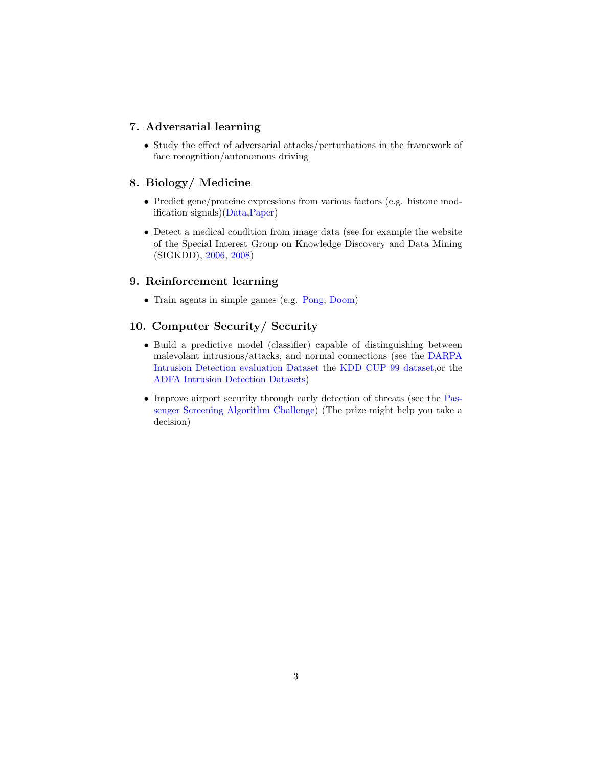## 7. Adversarial learning

- Study the effect of adversarial attacks/perturbations in the framework of face recognition/autonomous driving

## 8. Biology/ Medicine

- Predict gene/proteine expressions from various factors (e.g. histone modification signals)(Data,Paper)
- Detect a medical condition from image data (see for example the website of the Special Interest Group on Knowledge Discovery and Data Mining (SIGKDD), 2006, 2008)

## 9. Reinforcement learning

- Train agents in simple games (e.g. Pong, Doom)

## 10. Computer Security/ Security

- Build a predictive model (classifier) capable of distinguishing between malevolant intrusions/attacks, and normal connections (see the DARPA Intrusion Detection evaluation Dataset the KDD CUP 99 dataset,or the ADFA Intrusion Detection Datasets)
- Improve airport security through early detection of threats (see the Passenger Screening Algorithm Challenge) (The prize might help you take a decision)